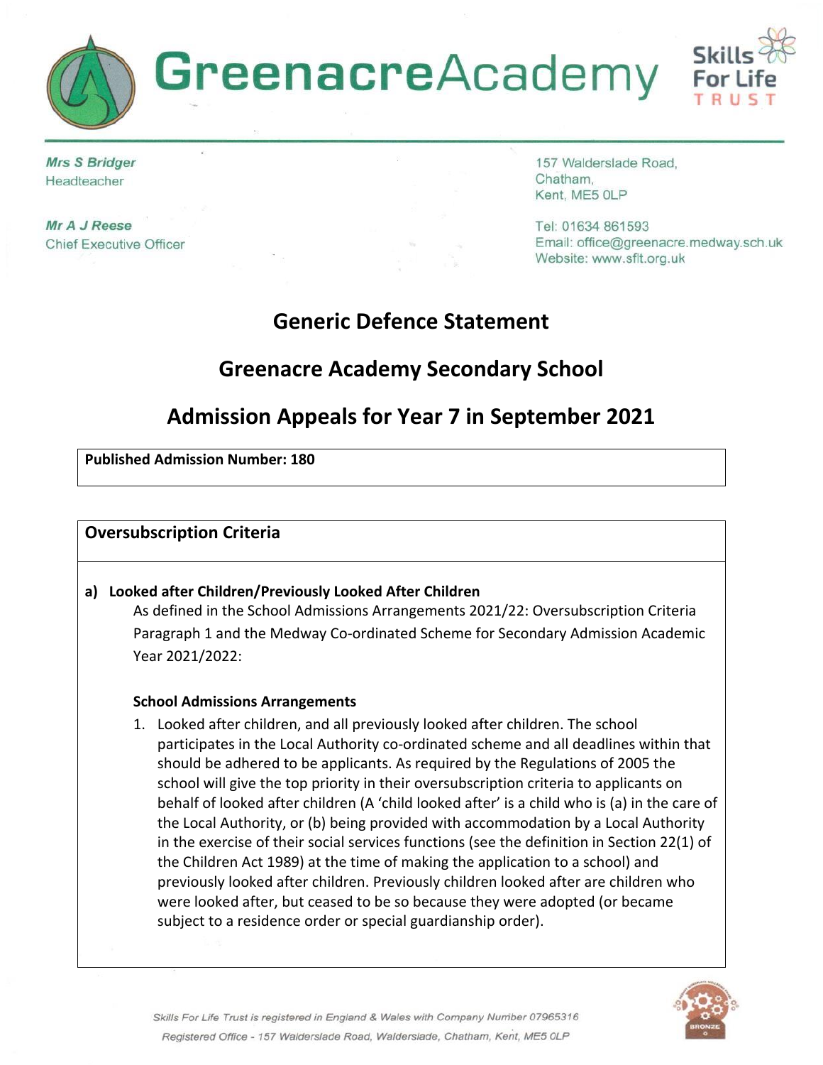# GreenacreAcademy

Skills For Life TRUST

***Mrs S Bridger***
Headteacher

***Mr A J Reese***
Chief Executive Officer

157 Walderslade Road,
Chatham,
Kent, ME5 0LP

Tel: 01634 861593
Email: office@greenacre.medway.sch.uk
Website: www.sflt.org.uk

## Generic Defence Statement

## Greenacre Academy Secondary School

## Admission Appeals for Year 7 in September 2021

**Published Admission Number: 180**

### Oversubscription Criteria

**a) Looked after Children/Previously Looked After Children**

As defined in the School Admissions Arrangements 2021/22: Oversubscription Criteria Paragraph 1 and the Medway Co-ordinated Scheme for Secondary Admission Academic Year 2021/2022:

**School Admissions Arrangements**

1. Looked after children, and all previously looked after children. The school participates in the Local Authority co-ordinated scheme and all deadlines within that should be adhered to be applicants. As required by the Regulations of 2005 the school will give the top priority in their oversubscription criteria to applicants on behalf of looked after children (A 'child looked after' is a child who is (a) in the care of the Local Authority, or (b) being provided with accommodation by a Local Authority in the exercise of their social services functions (see the definition in Section 22(1) of the Children Act 1989) at the time of making the application to a school) and previously looked after children. Previously children looked after are children who were looked after, but ceased to be so because they were adopted (or became subject to a residence order or special guardianship order).

Skills For Life Trust is registered in England & Wales with Company Number 07965316

Registered Office - 157 Walderslade Road, Walderslade, Chatham, Kent, ME5 0LP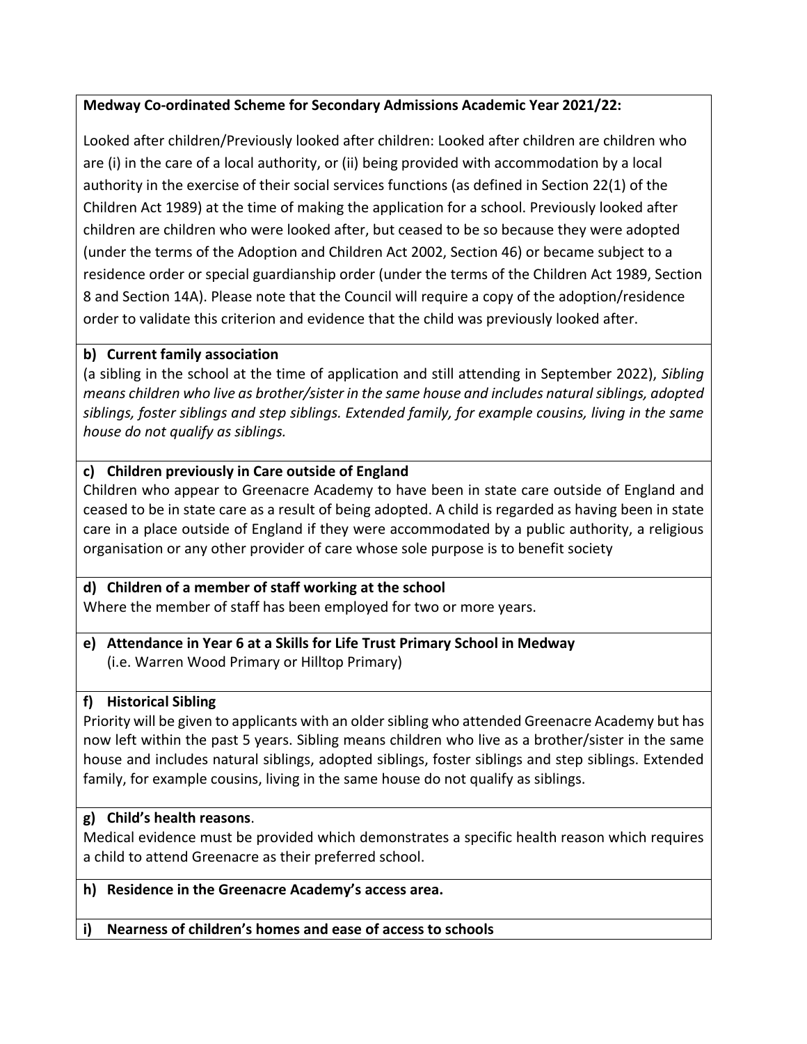**Medway Co-ordinated Scheme for Secondary Admissions Academic Year 2021/22:**

Looked after children/Previously looked after children: Looked after children are children who are (i) in the care of a local authority, or (ii) being provided with accommodation by a local authority in the exercise of their social services functions (as defined in Section 22(1) of the Children Act 1989) at the time of making the application for a school. Previously looked after children are children who were looked after, but ceased to be so because they were adopted (under the terms of the Adoption and Children Act 2002, Section 46) or became subject to a residence order or special guardianship order (under the terms of the Children Act 1989, Section 8 and Section 14A). Please note that the Council will require a copy of the adoption/residence order to validate this criterion and evidence that the child was previously looked after.

**b) Current family association**

(a sibling in the school at the time of application and still attending in September 2022), *Sibling means children who live as brother/sister in the same house and includes natural siblings, adopted siblings, foster siblings and step siblings. Extended family, for example cousins, living in the same house do not qualify as siblings.*

**c) Children previously in Care outside of England**

Children who appear to Greenacre Academy to have been in state care outside of England and ceased to be in state care as a result of being adopted. A child is regarded as having been in state care in a place outside of England if they were accommodated by a public authority, a religious organisation or any other provider of care whose sole purpose is to benefit society

**d) Children of a member of staff working at the school**

Where the member of staff has been employed for two or more years.

**e) Attendance in Year 6 at a Skills for Life Trust Primary School in Medway**

(i.e. Warren Wood Primary or Hilltop Primary)

**f) Historical Sibling**

Priority will be given to applicants with an older sibling who attended Greenacre Academy but has now left within the past 5 years. Sibling means children who live as a brother/sister in the same house and includes natural siblings, adopted siblings, foster siblings and step siblings. Extended family, for example cousins, living in the same house do not qualify as siblings.

**g) Child's health reasons**.

Medical evidence must be provided which demonstrates a specific health reason which requires a child to attend Greenacre as their preferred school.

**h) Residence in the Greenacre Academy's access area.**

**i) Nearness of children's homes and ease of access to schools**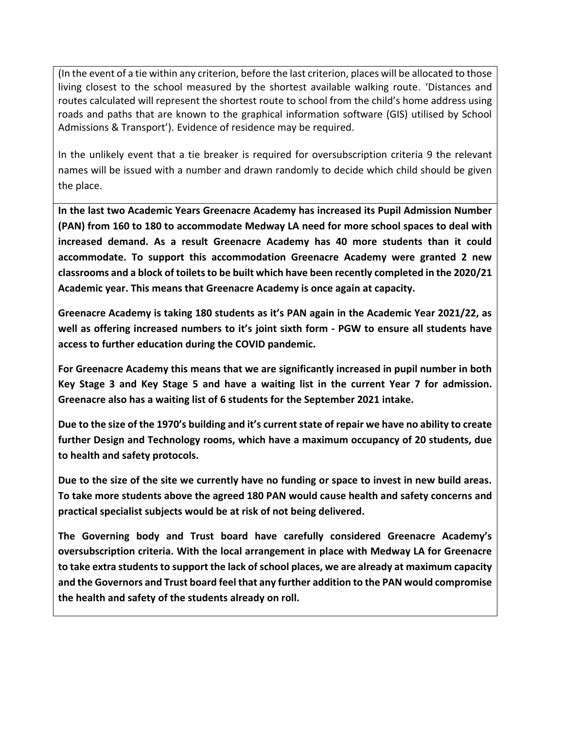(In the event of a tie within any criterion, before the last criterion, places will be allocated to those living closest to the school measured by the shortest available walking route. 'Distances and routes calculated will represent the shortest route to school from the child's home address using roads and paths that are known to the graphical information software (GIS) utilised by School Admissions & Transport'). Evidence of residence may be required.

In the unlikely event that a tie breaker is required for oversubscription criteria 9 the relevant names will be issued with a number and drawn randomly to decide which child should be given the place.

**In the last two Academic Years Greenacre Academy has increased its Pupil Admission Number (PAN) from 160 to 180 to accommodate Medway LA need for more school spaces to deal with increased demand. As a result Greenacre Academy has 40 more students than it could accommodate. To support this accommodation Greenacre Academy were granted 2 new classrooms and a block of toilets to be built which have been recently completed in the 2020/21 Academic year. This means that Greenacre Academy is once again at capacity.**

**Greenacre Academy is taking 180 students as it's PAN again in the Academic Year 2021/22, as well as offering increased numbers to it's joint sixth form - PGW to ensure all students have access to further education during the COVID pandemic.**

**For Greenacre Academy this means that we are significantly increased in pupil number in both Key Stage 3 and Key Stage 5 and have a waiting list in the current Year 7 for admission. Greenacre also has a waiting list of 6 students for the September 2021 intake.**

**Due to the size of the 1970's building and it's current state of repair we have no ability to create further Design and Technology rooms, which have a maximum occupancy of 20 students, due to health and safety protocols.**

**Due to the size of the site we currently have no funding or space to invest in new build areas. To take more students above the agreed 180 PAN would cause health and safety concerns and practical specialist subjects would be at risk of not being delivered.**

**The Governing body and Trust board have carefully considered Greenacre Academy's oversubscription criteria. With the local arrangement in place with Medway LA for Greenacre to take extra students to support the lack of school places, we are already at maximum capacity and the Governors and Trust board feel that any further addition to the PAN would compromise the health and safety of the students already on roll.**